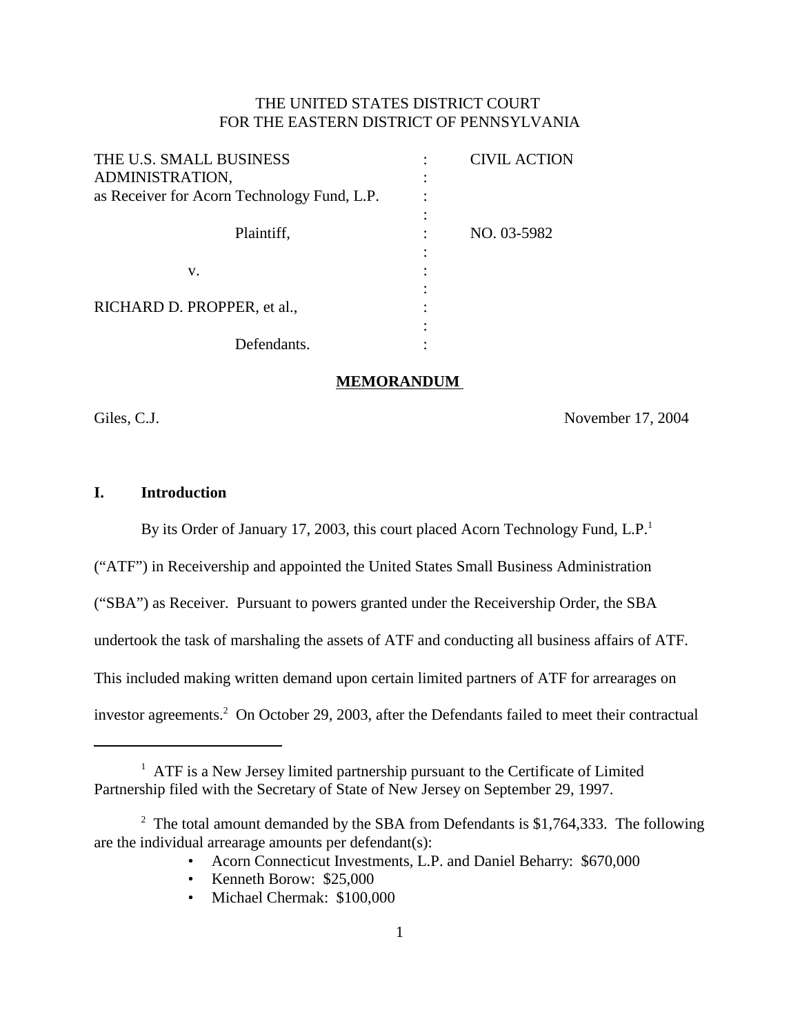THE UNITED STATES DISTRICT COURT
FOR THE EASTERN DISTRICT OF PENNSYLVANIA

| | | |
|---|---|---|
| THE U.S. SMALL BUSINESS ADMINISTRATION, as Receiver for Acorn Technology Fund, L.P. | : | CIVIL ACTION |
| Plaintiff, | : | NO. 03-5982 |
| v. | : | |
| RICHARD D. PROPPER, et al., | : | |
| Defendants. | : | |

**MEMORANDUM**

Giles, C.J. November 17, 2004

## I. Introduction

By its Order of January 17, 2003, this court placed Acorn Technology Fund, L.P.[1] ("ATF") in Receivership and appointed the United States Small Business Administration ("SBA") as Receiver. Pursuant to powers granted under the Receivership Order, the SBA undertook the task of marshaling the assets of ATF and conducting all business affairs of ATF. This included making written demand upon certain limited partners of ATF for arrearages on investor agreements.[2] On October 29, 2003, after the Defendants failed to meet their contractual

---

[1] ATF is a New Jersey limited partnership pursuant to the Certificate of Limited Partnership filed with the Secretary of State of New Jersey on September 29, 1997.

[2] The total amount demanded by the SBA from Defendants is $1,764,333. The following are the individual arrearage amounts per defendant(s):

- Acorn Connecticut Investments, L.P. and Daniel Beharry: $670,000
- Kenneth Borow: $25,000
- Michael Chermak: $100,000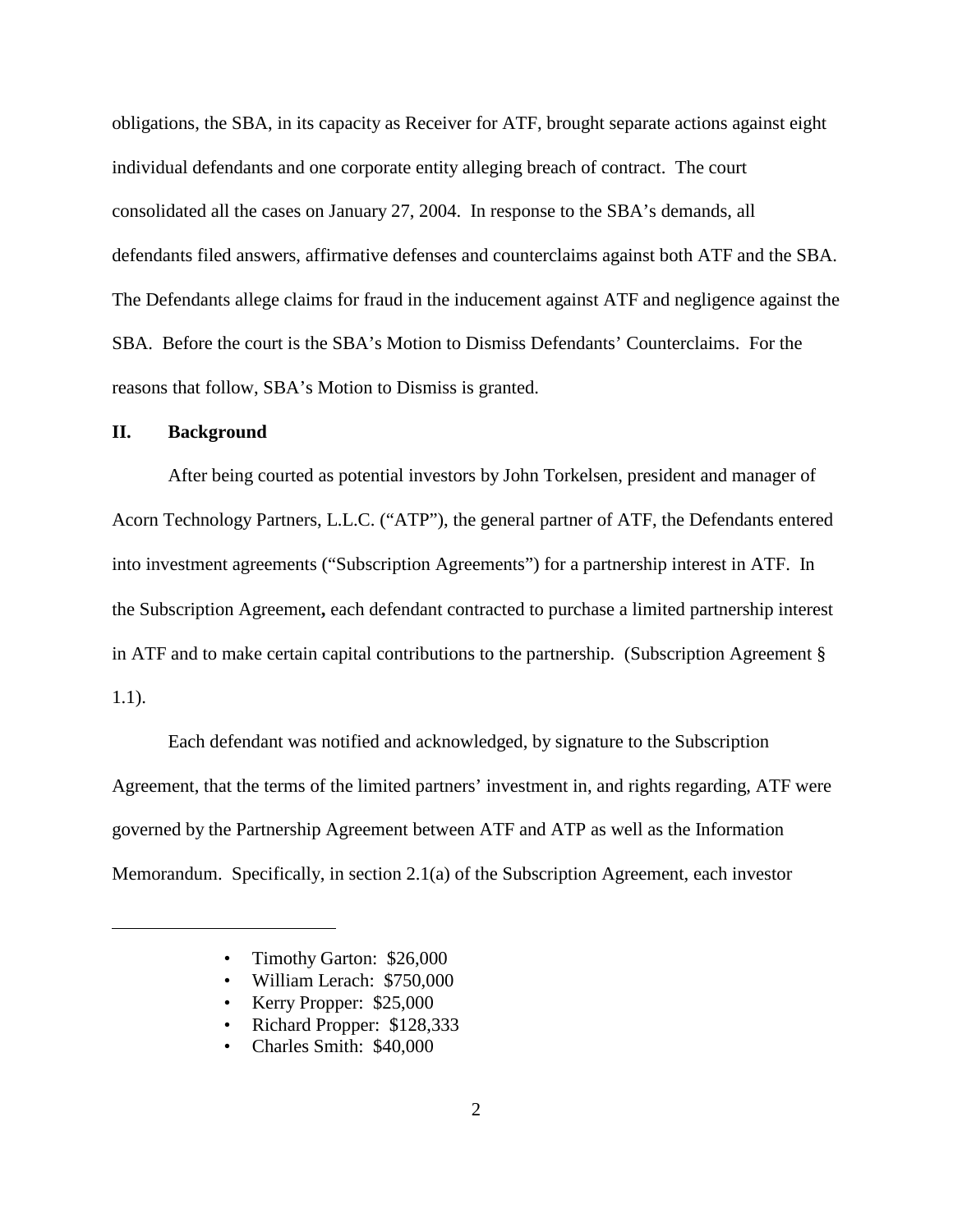obligations, the SBA, in its capacity as Receiver for ATF, brought separate actions against eight individual defendants and one corporate entity alleging breach of contract. The court consolidated all the cases on January 27, 2004. In response to the SBA's demands, all defendants filed answers, affirmative defenses and counterclaims against both ATF and the SBA. The Defendants allege claims for fraud in the inducement against ATF and negligence against the SBA. Before the court is the SBA's Motion to Dismiss Defendants' Counterclaims. For the reasons that follow, SBA's Motion to Dismiss is granted.

## II. Background

After being courted as potential investors by John Torkelsen, president and manager of Acorn Technology Partners, L.L.C. ("ATP"), the general partner of ATF, the Defendants entered into investment agreements ("Subscription Agreements") for a partnership interest in ATF. In the Subscription Agreement**,** each defendant contracted to purchase a limited partnership interest in ATF and to make certain capital contributions to the partnership. (Subscription Agreement § 1.1).

Each defendant was notified and acknowledged, by signature to the Subscription Agreement, that the terms of the limited partners' investment in, and rights regarding, ATF were governed by the Partnership Agreement between ATF and ATP as well as the Information Memorandum. Specifically, in section 2.1(a) of the Subscription Agreement, each investor

---

- Timothy Garton: $26,000
- William Lerach: $750,000
- Kerry Propper: $25,000
- Richard Propper: $128,333
- Charles Smith: $40,000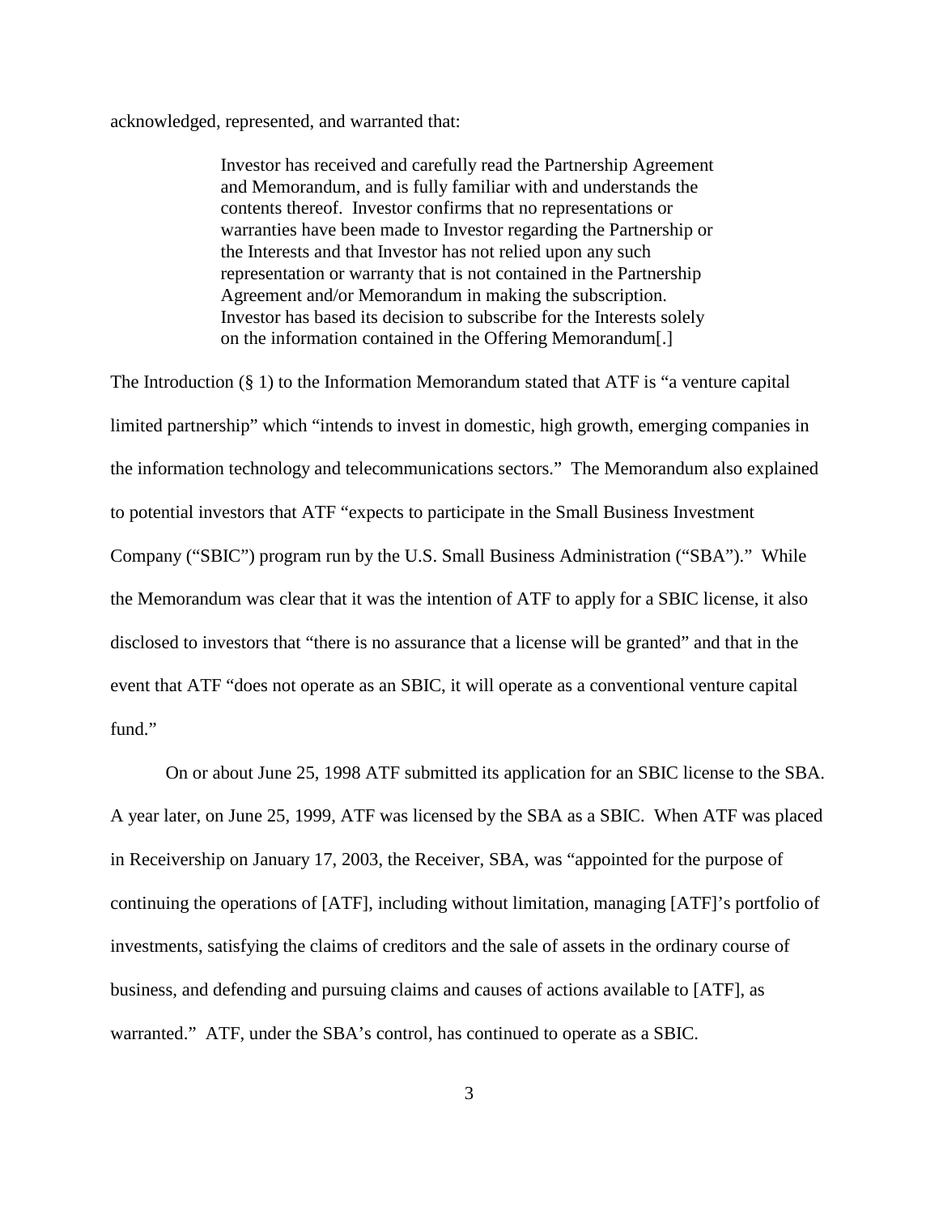acknowledged, represented, and warranted that:

> Investor has received and carefully read the Partnership Agreement and Memorandum, and is fully familiar with and understands the contents thereof. Investor confirms that no representations or warranties have been made to Investor regarding the Partnership or the Interests and that Investor has not relied upon any such representation or warranty that is not contained in the Partnership Agreement and/or Memorandum in making the subscription. Investor has based its decision to subscribe for the Interests solely on the information contained in the Offering Memorandum[.]

The Introduction (§ 1) to the Information Memorandum stated that ATF is "a venture capital limited partnership" which "intends to invest in domestic, high growth, emerging companies in the information technology and telecommunications sectors." The Memorandum also explained to potential investors that ATF "expects to participate in the Small Business Investment Company ("SBIC") program run by the U.S. Small Business Administration ("SBA")." While the Memorandum was clear that it was the intention of ATF to apply for a SBIC license, it also disclosed to investors that "there is no assurance that a license will be granted" and that in the event that ATF "does not operate as an SBIC, it will operate as a conventional venture capital fund."

On or about June 25, 1998 ATF submitted its application for an SBIC license to the SBA. A year later, on June 25, 1999, ATF was licensed by the SBA as a SBIC. When ATF was placed in Receivership on January 17, 2003, the Receiver, SBA, was "appointed for the purpose of continuing the operations of [ATF], including without limitation, managing [ATF]'s portfolio of investments, satisfying the claims of creditors and the sale of assets in the ordinary course of business, and defending and pursuing claims and causes of actions available to [ATF], as warranted." ATF, under the SBA's control, has continued to operate as a SBIC.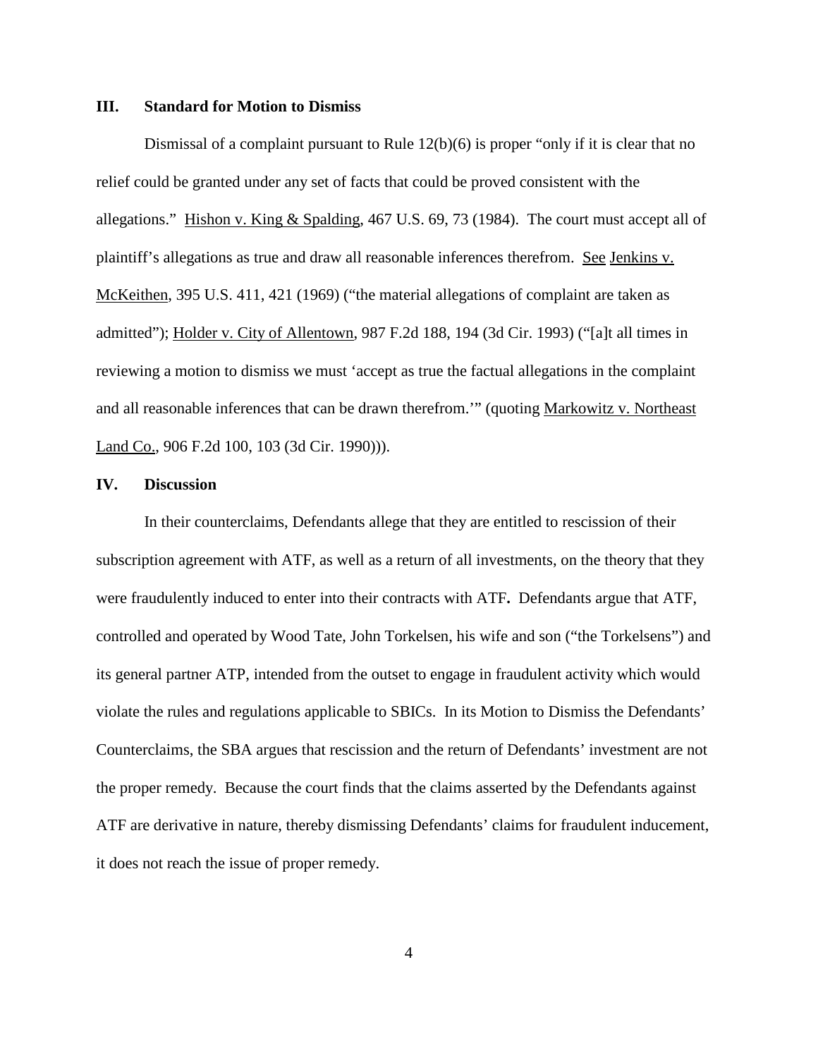## III. Standard for Motion to Dismiss

Dismissal of a complaint pursuant to Rule 12(b)(6) is proper "only if it is clear that no relief could be granted under any set of facts that could be proved consistent with the allegations." Hishon v. King & Spalding, 467 U.S. 69, 73 (1984). The court must accept all of plaintiff's allegations as true and draw all reasonable inferences therefrom. See Jenkins v. McKeithen, 395 U.S. 411, 421 (1969) ("the material allegations of complaint are taken as admitted"); Holder v. City of Allentown, 987 F.2d 188, 194 (3d Cir. 1993) ("[a]t all times in reviewing a motion to dismiss we must 'accept as true the factual allegations in the complaint and all reasonable inferences that can be drawn therefrom.'" (quoting Markowitz v. Northeast Land Co., 906 F.2d 100, 103 (3d Cir. 1990))).

## IV. Discussion

In their counterclaims, Defendants allege that they are entitled to rescission of their subscription agreement with ATF, as well as a return of all investments, on the theory that they were fraudulently induced to enter into their contracts with ATF**.** Defendants argue that ATF, controlled and operated by Wood Tate, John Torkelsen, his wife and son ("the Torkelsens") and its general partner ATP, intended from the outset to engage in fraudulent activity which would violate the rules and regulations applicable to SBICs. In its Motion to Dismiss the Defendants' Counterclaims, the SBA argues that rescission and the return of Defendants' investment are not the proper remedy. Because the court finds that the claims asserted by the Defendants against ATF are derivative in nature, thereby dismissing Defendants' claims for fraudulent inducement, it does not reach the issue of proper remedy.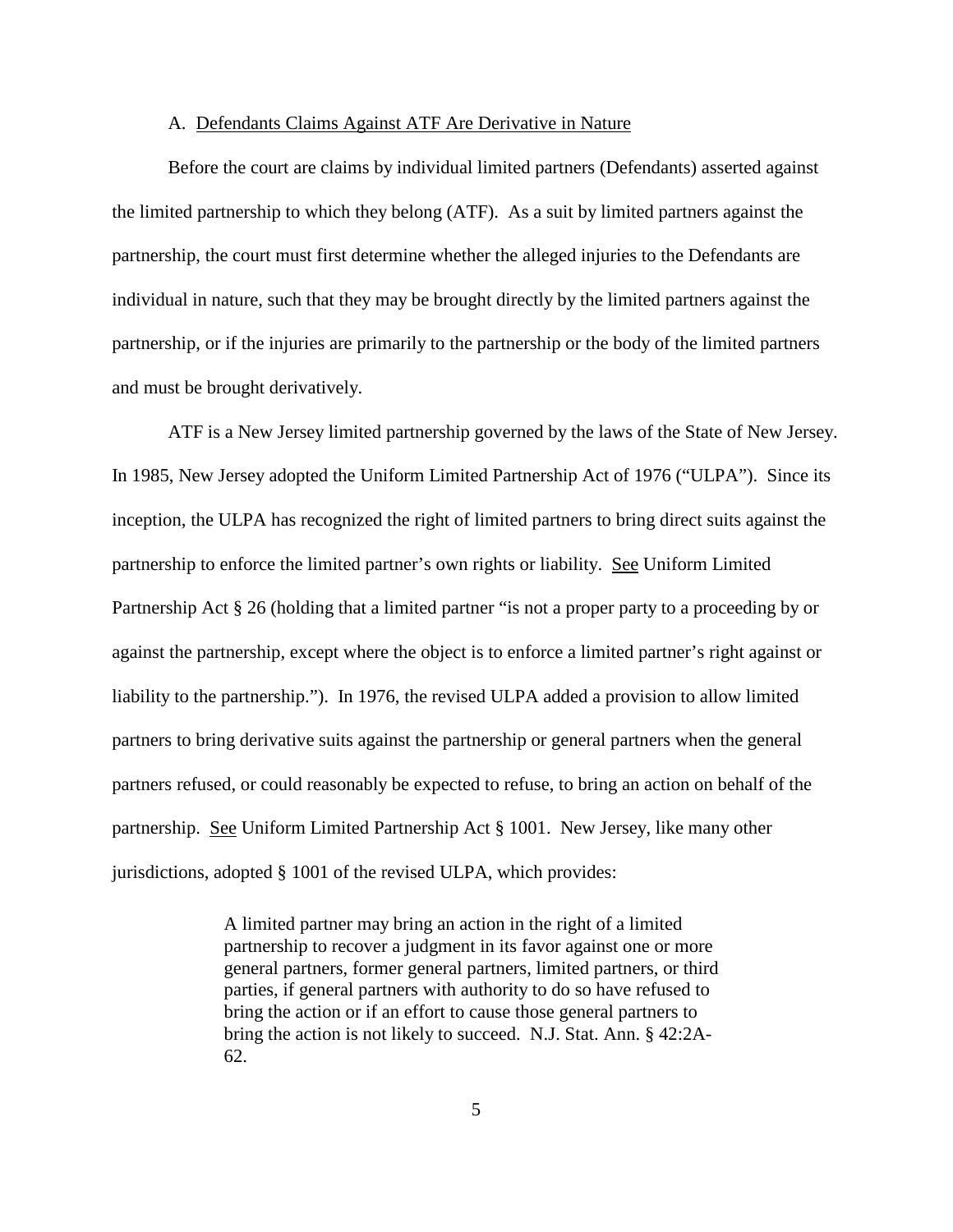A. <u>Defendants Claims Against ATF Are Derivative in Nature</u>

Before the court are claims by individual limited partners (Defendants) asserted against the limited partnership to which they belong (ATF). As a suit by limited partners against the partnership, the court must first determine whether the alleged injuries to the Defendants are individual in nature, such that they may be brought directly by the limited partners against the partnership, or if the injuries are primarily to the partnership or the body of the limited partners and must be brought derivatively.

ATF is a New Jersey limited partnership governed by the laws of the State of New Jersey. In 1985, New Jersey adopted the Uniform Limited Partnership Act of 1976 ("ULPA"). Since its inception, the ULPA has recognized the right of limited partners to bring direct suits against the partnership to enforce the limited partner's own rights or liability. <u>See</u> Uniform Limited Partnership Act § 26 (holding that a limited partner "is not a proper party to a proceeding by or against the partnership, except where the object is to enforce a limited partner's right against or liability to the partnership."). In 1976, the revised ULPA added a provision to allow limited partners to bring derivative suits against the partnership or general partners when the general partners refused, or could reasonably be expected to refuse, to bring an action on behalf of the partnership. <u>See</u> Uniform Limited Partnership Act § 1001. New Jersey, like many other jurisdictions, adopted § 1001 of the revised ULPA, which provides:

> A limited partner may bring an action in the right of a limited partnership to recover a judgment in its favor against one or more general partners, former general partners, limited partners, or third parties, if general partners with authority to do so have refused to bring the action or if an effort to cause those general partners to bring the action is not likely to succeed. N.J. Stat. Ann. § 42:2A-62.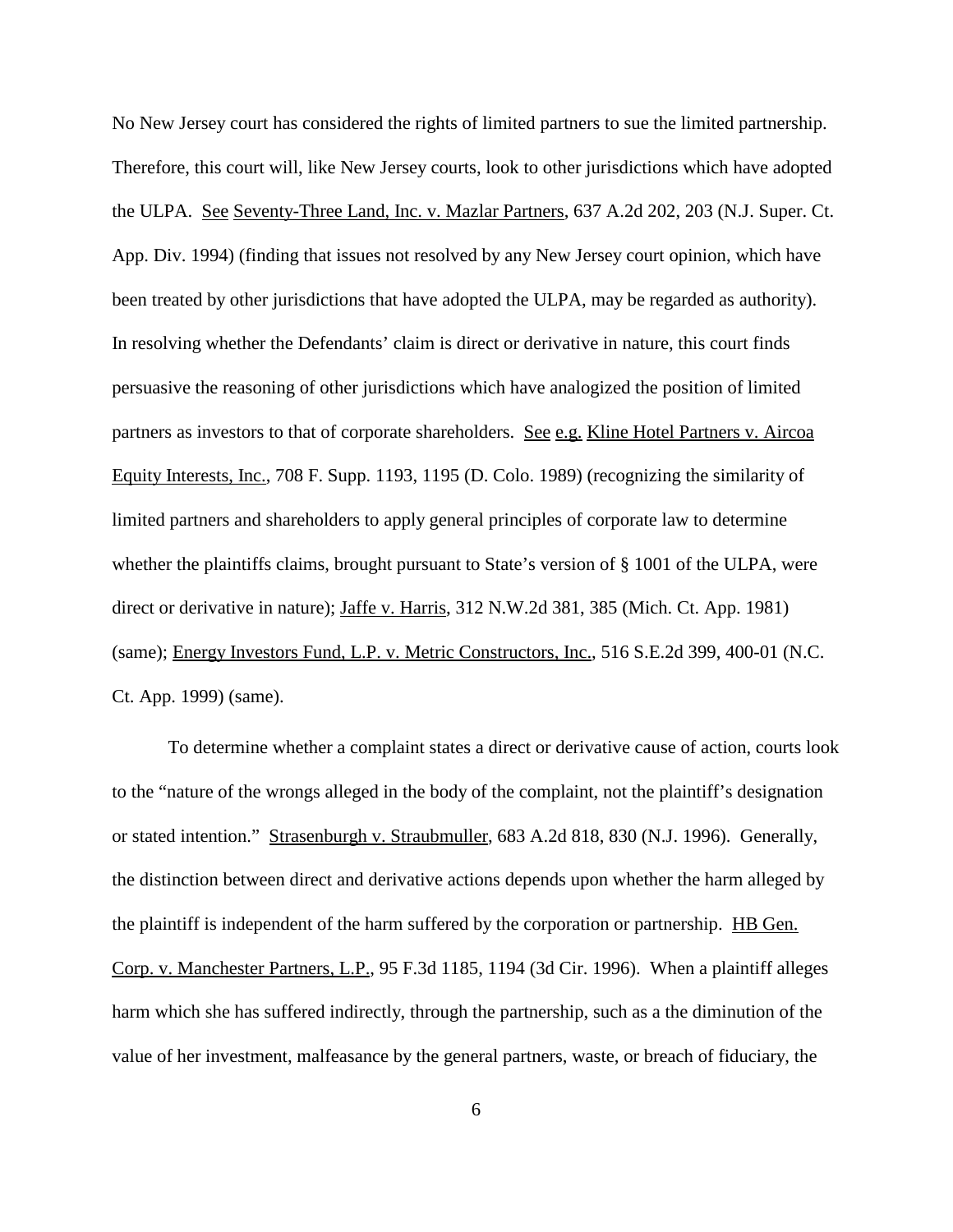No New Jersey court has considered the rights of limited partners to sue the limited partnership. Therefore, this court will, like New Jersey courts, look to other jurisdictions which have adopted the ULPA. See Seventy-Three Land, Inc. v. Mazlar Partners, 637 A.2d 202, 203 (N.J. Super. Ct. App. Div. 1994) (finding that issues not resolved by any New Jersey court opinion, which have been treated by other jurisdictions that have adopted the ULPA, may be regarded as authority). In resolving whether the Defendants' claim is direct or derivative in nature, this court finds persuasive the reasoning of other jurisdictions which have analogized the position of limited partners as investors to that of corporate shareholders. See e.g. Kline Hotel Partners v. Aircoa Equity Interests, Inc., 708 F. Supp. 1193, 1195 (D. Colo. 1989) (recognizing the similarity of limited partners and shareholders to apply general principles of corporate law to determine whether the plaintiffs claims, brought pursuant to State's version of § 1001 of the ULPA, were direct or derivative in nature); Jaffe v. Harris, 312 N.W.2d 381, 385 (Mich. Ct. App. 1981) (same); Energy Investors Fund, L.P. v. Metric Constructors, Inc., 516 S.E.2d 399, 400-01 (N.C. Ct. App. 1999) (same).

To determine whether a complaint states a direct or derivative cause of action, courts look to the "nature of the wrongs alleged in the body of the complaint, not the plaintiff's designation or stated intention." Strasenburgh v. Straubmuller, 683 A.2d 818, 830 (N.J. 1996). Generally, the distinction between direct and derivative actions depends upon whether the harm alleged by the plaintiff is independent of the harm suffered by the corporation or partnership. HB Gen. Corp. v. Manchester Partners, L.P., 95 F.3d 1185, 1194 (3d Cir. 1996). When a plaintiff alleges harm which she has suffered indirectly, through the partnership, such as a the diminution of the value of her investment, malfeasance by the general partners, waste, or breach of fiduciary, the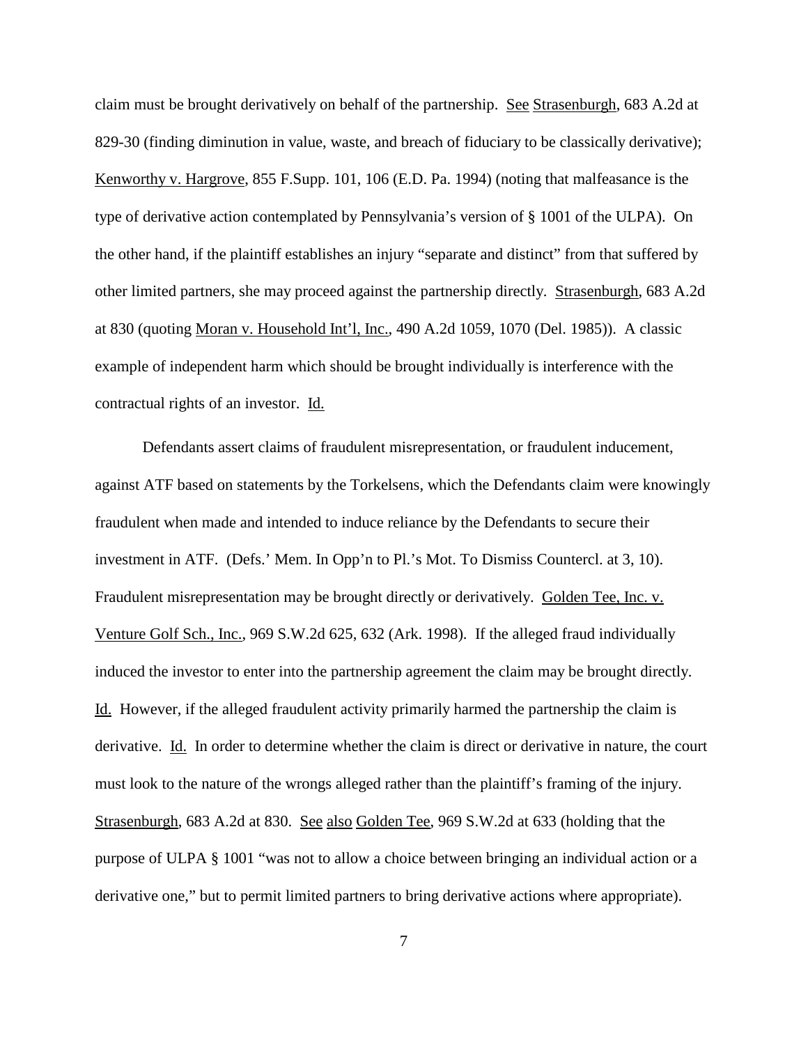claim must be brought derivatively on behalf of the partnership. See Strasenburgh, 683 A.2d at 829-30 (finding diminution in value, waste, and breach of fiduciary to be classically derivative); Kenworthy v. Hargrove, 855 F.Supp. 101, 106 (E.D. Pa. 1994) (noting that malfeasance is the type of derivative action contemplated by Pennsylvania's version of § 1001 of the ULPA). On the other hand, if the plaintiff establishes an injury "separate and distinct" from that suffered by other limited partners, she may proceed against the partnership directly. Strasenburgh, 683 A.2d at 830 (quoting Moran v. Household Int'l, Inc., 490 A.2d 1059, 1070 (Del. 1985)). A classic example of independent harm which should be brought individually is interference with the contractual rights of an investor. Id.

Defendants assert claims of fraudulent misrepresentation, or fraudulent inducement, against ATF based on statements by the Torkelsens, which the Defendants claim were knowingly fraudulent when made and intended to induce reliance by the Defendants to secure their investment in ATF. (Defs.' Mem. In Opp'n to Pl.'s Mot. To Dismiss Countercl. at 3, 10). Fraudulent misrepresentation may be brought directly or derivatively. Golden Tee, Inc. v. Venture Golf Sch., Inc., 969 S.W.2d 625, 632 (Ark. 1998). If the alleged fraud individually induced the investor to enter into the partnership agreement the claim may be brought directly. Id. However, if the alleged fraudulent activity primarily harmed the partnership the claim is derivative. Id. In order to determine whether the claim is direct or derivative in nature, the court must look to the nature of the wrongs alleged rather than the plaintiff's framing of the injury. Strasenburgh, 683 A.2d at 830. See also Golden Tee, 969 S.W.2d at 633 (holding that the purpose of ULPA § 1001 "was not to allow a choice between bringing an individual action or a derivative one," but to permit limited partners to bring derivative actions where appropriate).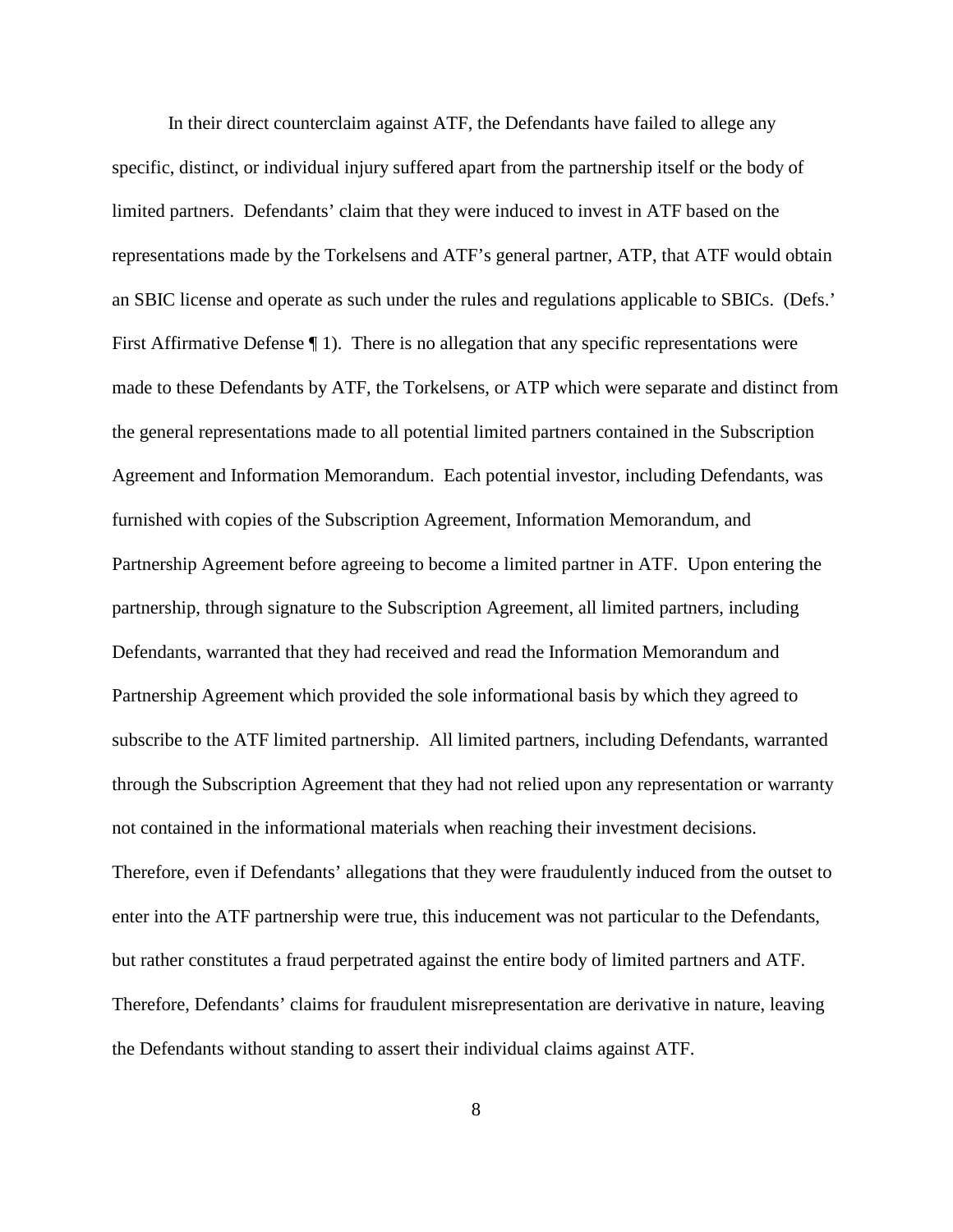In their direct counterclaim against ATF, the Defendants have failed to allege any specific, distinct, or individual injury suffered apart from the partnership itself or the body of limited partners. Defendants' claim that they were induced to invest in ATF based on the representations made by the Torkelsens and ATF's general partner, ATP, that ATF would obtain an SBIC license and operate as such under the rules and regulations applicable to SBICs. (Defs.' First Affirmative Defense ¶ 1). There is no allegation that any specific representations were made to these Defendants by ATF, the Torkelsens, or ATP which were separate and distinct from the general representations made to all potential limited partners contained in the Subscription Agreement and Information Memorandum. Each potential investor, including Defendants, was furnished with copies of the Subscription Agreement, Information Memorandum, and Partnership Agreement before agreeing to become a limited partner in ATF. Upon entering the partnership, through signature to the Subscription Agreement, all limited partners, including Defendants, warranted that they had received and read the Information Memorandum and Partnership Agreement which provided the sole informational basis by which they agreed to subscribe to the ATF limited partnership. All limited partners, including Defendants, warranted through the Subscription Agreement that they had not relied upon any representation or warranty not contained in the informational materials when reaching their investment decisions. Therefore, even if Defendants' allegations that they were fraudulently induced from the outset to enter into the ATF partnership were true, this inducement was not particular to the Defendants, but rather constitutes a fraud perpetrated against the entire body of limited partners and ATF. Therefore, Defendants' claims for fraudulent misrepresentation are derivative in nature, leaving the Defendants without standing to assert their individual claims against ATF.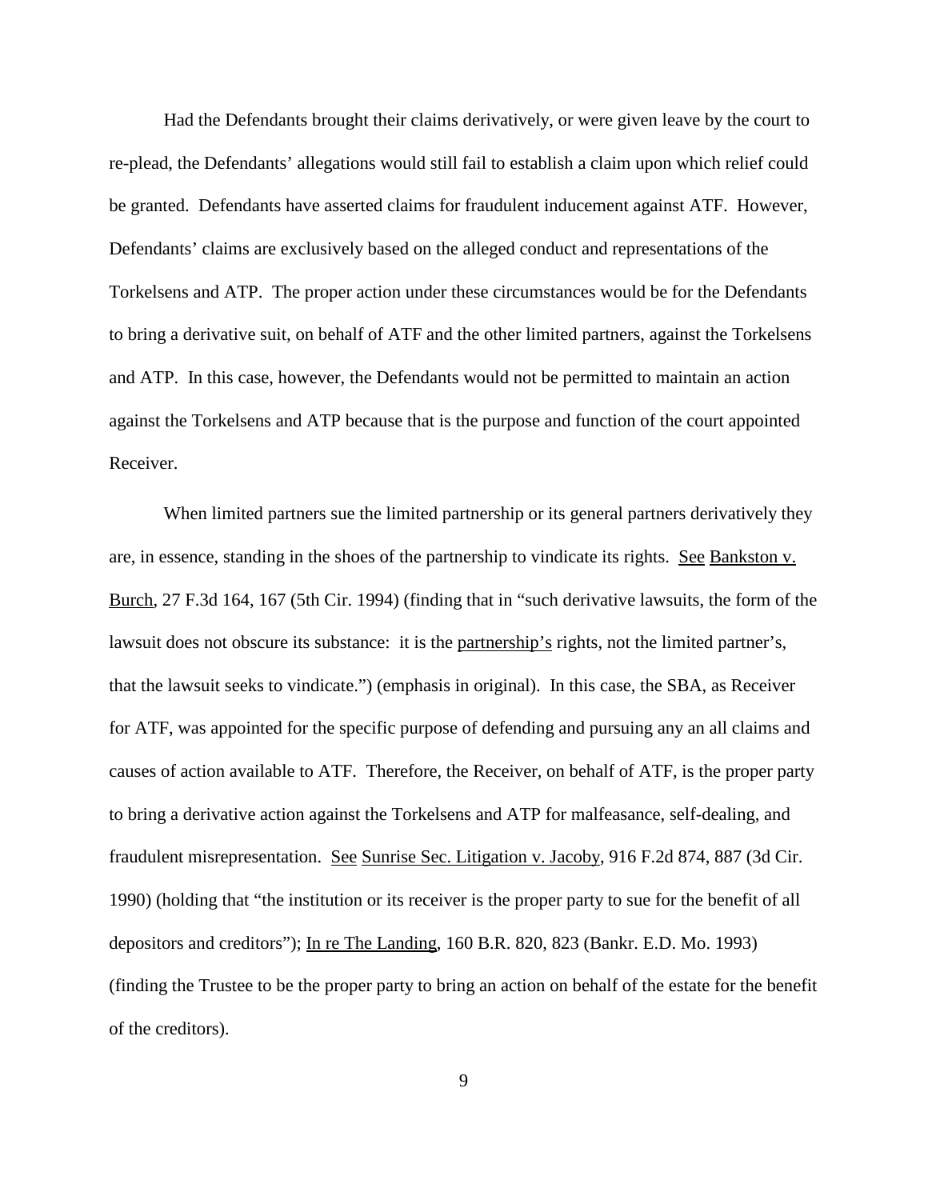Had the Defendants brought their claims derivatively, or were given leave by the court to re-plead, the Defendants' allegations would still fail to establish a claim upon which relief could be granted. Defendants have asserted claims for fraudulent inducement against ATF. However, Defendants' claims are exclusively based on the alleged conduct and representations of the Torkelsens and ATP. The proper action under these circumstances would be for the Defendants to bring a derivative suit, on behalf of ATF and the other limited partners, against the Torkelsens and ATP. In this case, however, the Defendants would not be permitted to maintain an action against the Torkelsens and ATP because that is the purpose and function of the court appointed Receiver.

When limited partners sue the limited partnership or its general partners derivatively they are, in essence, standing in the shoes of the partnership to vindicate its rights. See Bankston v. Burch, 27 F.3d 164, 167 (5th Cir. 1994) (finding that in "such derivative lawsuits, the form of the lawsuit does not obscure its substance: it is the partnership's rights, not the limited partner's, that the lawsuit seeks to vindicate.") (emphasis in original). In this case, the SBA, as Receiver for ATF, was appointed for the specific purpose of defending and pursuing any an all claims and causes of action available to ATF. Therefore, the Receiver, on behalf of ATF, is the proper party to bring a derivative action against the Torkelsens and ATP for malfeasance, self-dealing, and fraudulent misrepresentation. See Sunrise Sec. Litigation v. Jacoby, 916 F.2d 874, 887 (3d Cir. 1990) (holding that "the institution or its receiver is the proper party to sue for the benefit of all depositors and creditors"); In re The Landing, 160 B.R. 820, 823 (Bankr. E.D. Mo. 1993) (finding the Trustee to be the proper party to bring an action on behalf of the estate for the benefit of the creditors).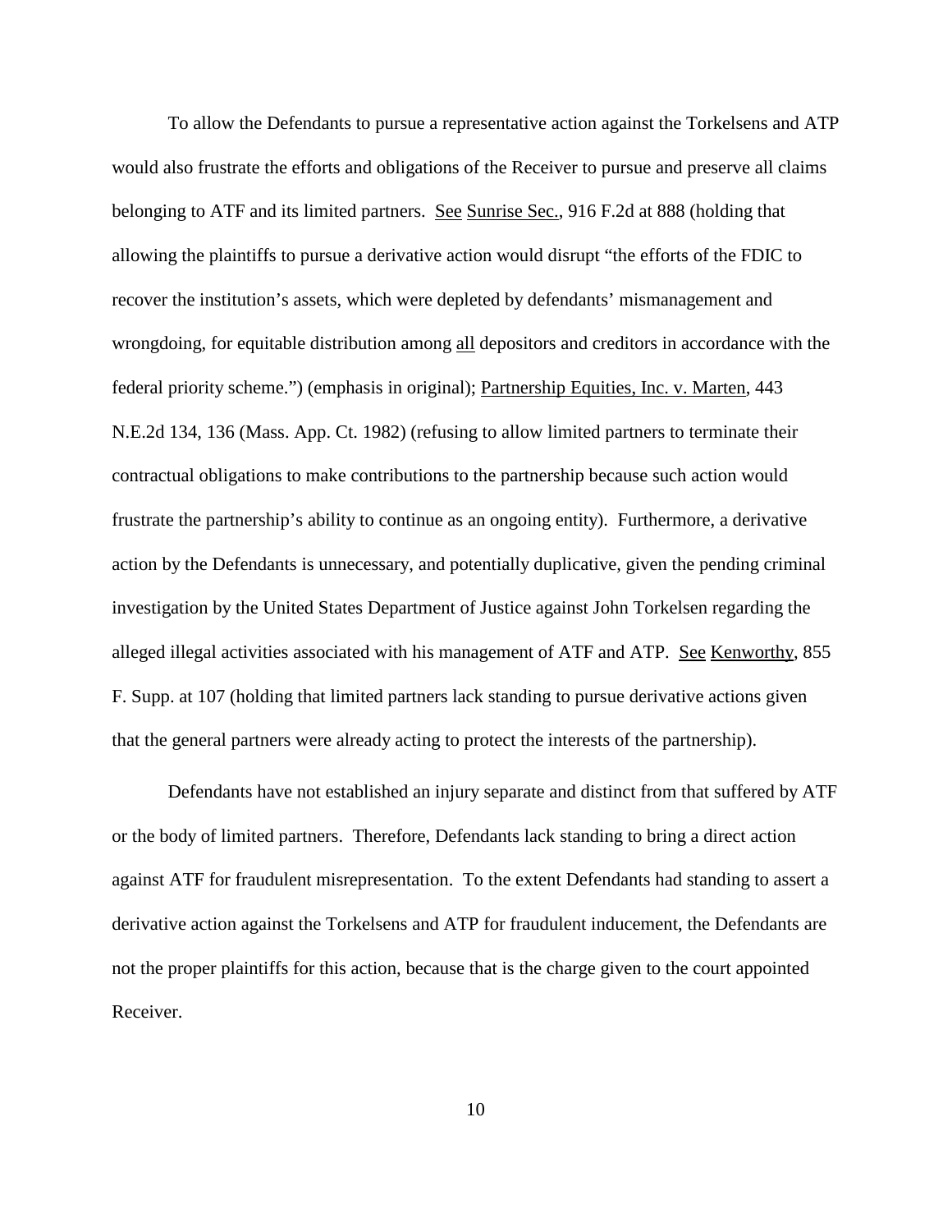To allow the Defendants to pursue a representative action against the Torkelsens and ATP would also frustrate the efforts and obligations of the Receiver to pursue and preserve all claims belonging to ATF and its limited partners. See Sunrise Sec., 916 F.2d at 888 (holding that allowing the plaintiffs to pursue a derivative action would disrupt "the efforts of the FDIC to recover the institution's assets, which were depleted by defendants' mismanagement and wrongdoing, for equitable distribution among all depositors and creditors in accordance with the federal priority scheme.") (emphasis in original); Partnership Equities, Inc. v. Marten, 443 N.E.2d 134, 136 (Mass. App. Ct. 1982) (refusing to allow limited partners to terminate their contractual obligations to make contributions to the partnership because such action would frustrate the partnership's ability to continue as an ongoing entity). Furthermore, a derivative action by the Defendants is unnecessary, and potentially duplicative, given the pending criminal investigation by the United States Department of Justice against John Torkelsen regarding the alleged illegal activities associated with his management of ATF and ATP. See Kenworthy, 855 F. Supp. at 107 (holding that limited partners lack standing to pursue derivative actions given that the general partners were already acting to protect the interests of the partnership).

Defendants have not established an injury separate and distinct from that suffered by ATF or the body of limited partners. Therefore, Defendants lack standing to bring a direct action against ATF for fraudulent misrepresentation. To the extent Defendants had standing to assert a derivative action against the Torkelsens and ATP for fraudulent inducement, the Defendants are not the proper plaintiffs for this action, because that is the charge given to the court appointed Receiver.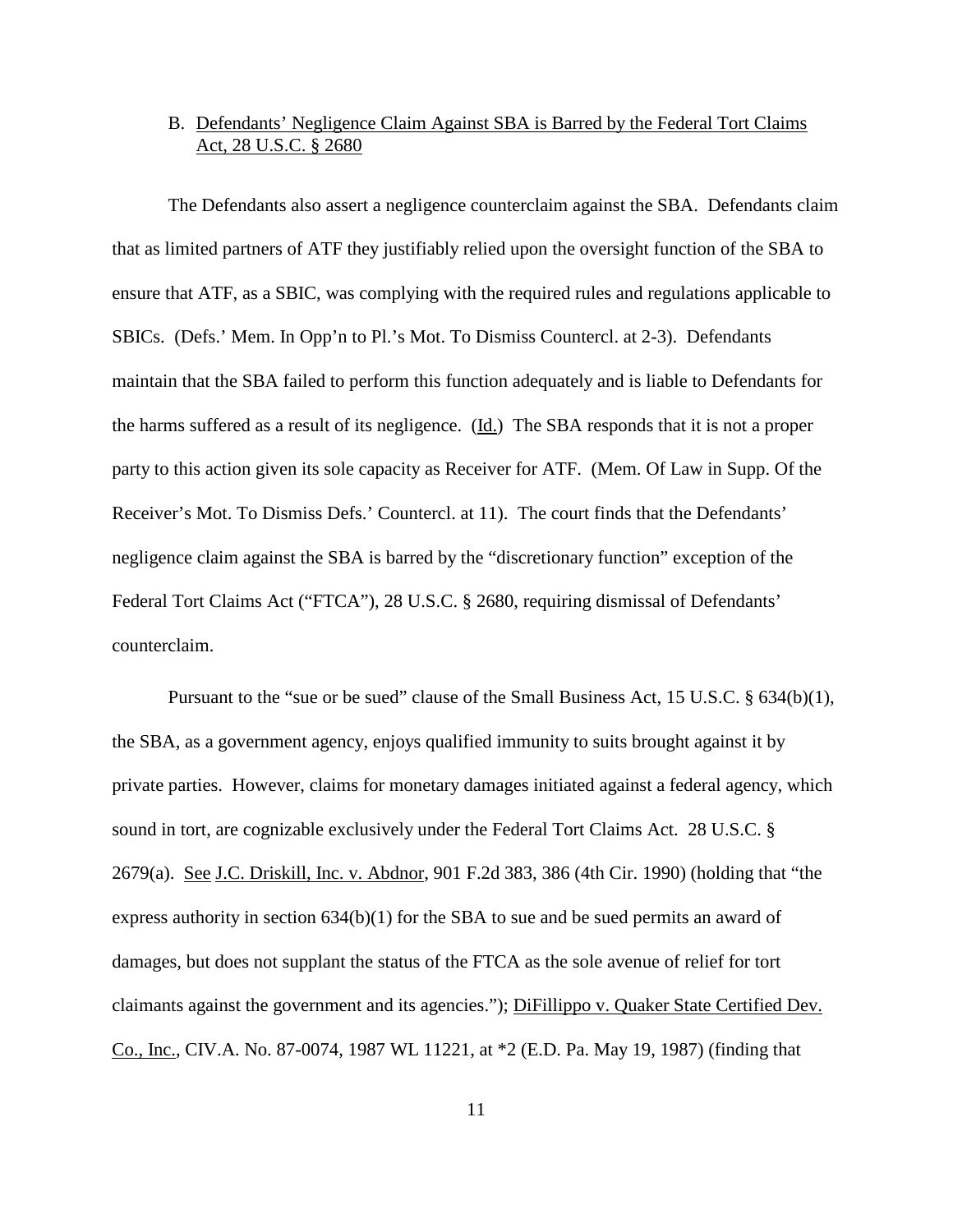B. Defendants' Negligence Claim Against SBA is Barred by the Federal Tort Claims Act, 28 U.S.C. § 2680

The Defendants also assert a negligence counterclaim against the SBA. Defendants claim that as limited partners of ATF they justifiably relied upon the oversight function of the SBA to ensure that ATF, as a SBIC, was complying with the required rules and regulations applicable to SBICs. (Defs.' Mem. In Opp'n to Pl.'s Mot. To Dismiss Countercl. at 2-3). Defendants maintain that the SBA failed to perform this function adequately and is liable to Defendants for the harms suffered as a result of its negligence. (Id.) The SBA responds that it is not a proper party to this action given its sole capacity as Receiver for ATF. (Mem. Of Law in Supp. Of the Receiver's Mot. To Dismiss Defs.' Countercl. at 11). The court finds that the Defendants' negligence claim against the SBA is barred by the "discretionary function" exception of the Federal Tort Claims Act ("FTCA"), 28 U.S.C. § 2680, requiring dismissal of Defendants' counterclaim.

Pursuant to the "sue or be sued" clause of the Small Business Act, 15 U.S.C. § 634(b)(1), the SBA, as a government agency, enjoys qualified immunity to suits brought against it by private parties. However, claims for monetary damages initiated against a federal agency, which sound in tort, are cognizable exclusively under the Federal Tort Claims Act. 28 U.S.C. § 2679(a). See J.C. Driskill, Inc. v. Abdnor, 901 F.2d 383, 386 (4th Cir. 1990) (holding that "the express authority in section 634(b)(1) for the SBA to sue and be sued permits an award of damages, but does not supplant the status of the FTCA as the sole avenue of relief for tort claimants against the government and its agencies."); DiFillippo v. Quaker State Certified Dev. Co., Inc., CIV.A. No. 87-0074, 1987 WL 11221, at *2 (E.D. Pa. May 19, 1987) (finding that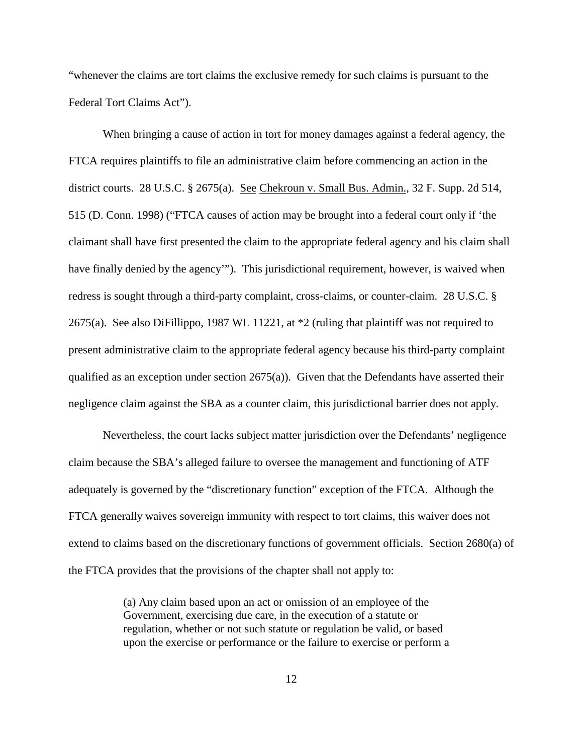"whenever the claims are tort claims the exclusive remedy for such claims is pursuant to the Federal Tort Claims Act").

When bringing a cause of action in tort for money damages against a federal agency, the FTCA requires plaintiffs to file an administrative claim before commencing an action in the district courts. 28 U.S.C. § 2675(a). See Chekroun v. Small Bus. Admin., 32 F. Supp. 2d 514, 515 (D. Conn. 1998) ("FTCA causes of action may be brought into a federal court only if 'the claimant shall have first presented the claim to the appropriate federal agency and his claim shall have finally denied by the agency'"). This jurisdictional requirement, however, is waived when redress is sought through a third-party complaint, cross-claims, or counter-claim. 28 U.S.C. § 2675(a). See also DiFillippo, 1987 WL 11221, at *2 (ruling that plaintiff was not required to present administrative claim to the appropriate federal agency because his third-party complaint qualified as an exception under section 2675(a)). Given that the Defendants have asserted their negligence claim against the SBA as a counter claim, this jurisdictional barrier does not apply.

Nevertheless, the court lacks subject matter jurisdiction over the Defendants' negligence claim because the SBA's alleged failure to oversee the management and functioning of ATF adequately is governed by the "discretionary function" exception of the FTCA. Although the FTCA generally waives sovereign immunity with respect to tort claims, this waiver does not extend to claims based on the discretionary functions of government officials. Section 2680(a) of the FTCA provides that the provisions of the chapter shall not apply to:

> (a) Any claim based upon an act or omission of an employee of the Government, exercising due care, in the execution of a statute or regulation, whether or not such statute or regulation be valid, or based upon the exercise or performance or the failure to exercise or perform a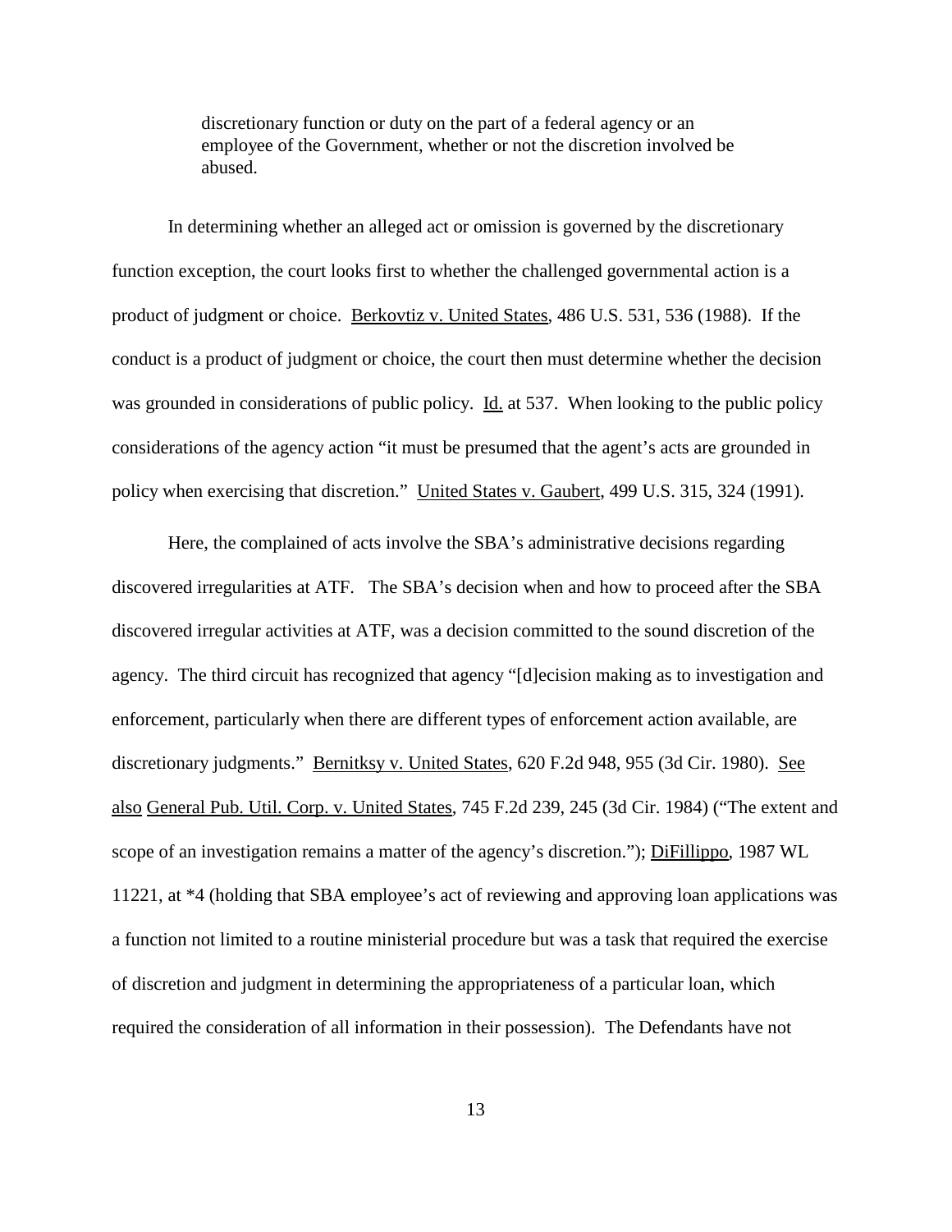> discretionary function or duty on the part of a federal agency or an employee of the Government, whether or not the discretion involved be abused.

In determining whether an alleged act or omission is governed by the discretionary function exception, the court looks first to whether the challenged governmental action is a product of judgment or choice. Berkovtiz v. United States, 486 U.S. 531, 536 (1988). If the conduct is a product of judgment or choice, the court then must determine whether the decision was grounded in considerations of public policy. Id. at 537. When looking to the public policy considerations of the agency action "it must be presumed that the agent's acts are grounded in policy when exercising that discretion." United States v. Gaubert, 499 U.S. 315, 324 (1991).

Here, the complained of acts involve the SBA's administrative decisions regarding discovered irregularities at ATF. The SBA's decision when and how to proceed after the SBA discovered irregular activities at ATF, was a decision committed to the sound discretion of the agency. The third circuit has recognized that agency "[d]ecision making as to investigation and enforcement, particularly when there are different types of enforcement action available, are discretionary judgments." Bernitksy v. United States, 620 F.2d 948, 955 (3d Cir. 1980). See also General Pub. Util. Corp. v. United States, 745 F.2d 239, 245 (3d Cir. 1984) ("The extent and scope of an investigation remains a matter of the agency's discretion."); DiFillippo, 1987 WL 11221, at *4 (holding that SBA employee's act of reviewing and approving loan applications was a function not limited to a routine ministerial procedure but was a task that required the exercise of discretion and judgment in determining the appropriateness of a particular loan, which required the consideration of all information in their possession). The Defendants have not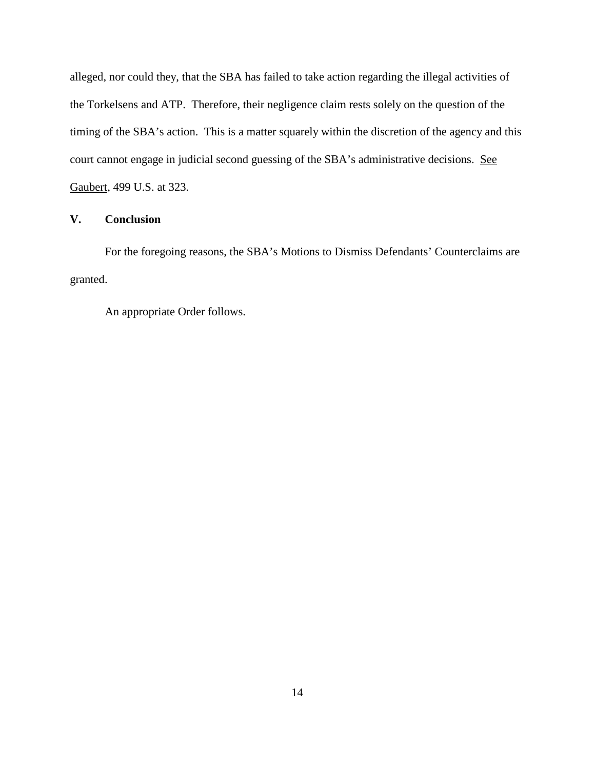alleged, nor could they, that the SBA has failed to take action regarding the illegal activities of the Torkelsens and ATP. Therefore, their negligence claim rests solely on the question of the timing of the SBA's action. This is a matter squarely within the discretion of the agency and this court cannot engage in judicial second guessing of the SBA's administrative decisions. See Gaubert, 499 U.S. at 323.

## V. Conclusion

For the foregoing reasons, the SBA's Motions to Dismiss Defendants' Counterclaims are granted.

An appropriate Order follows.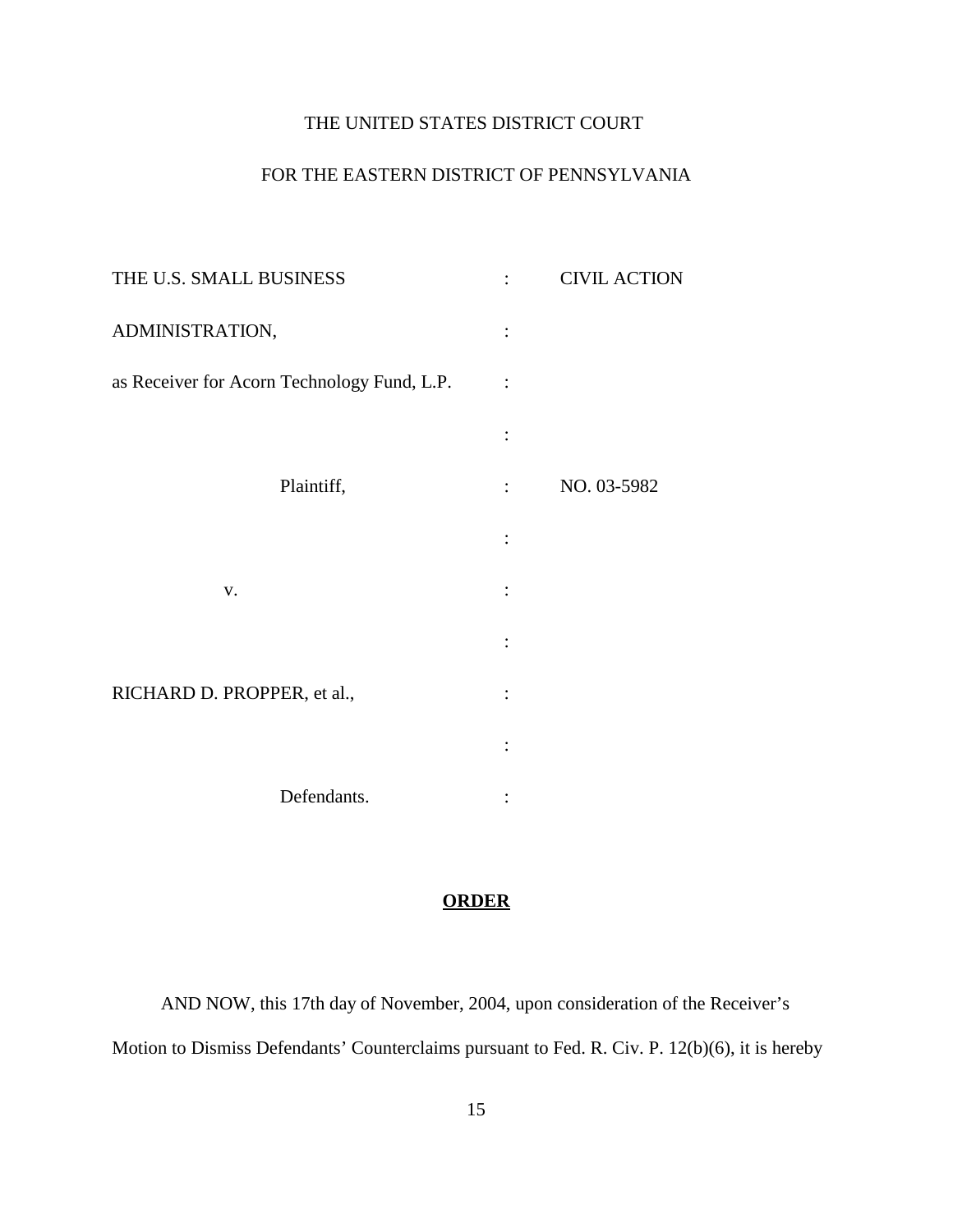THE UNITED STATES DISTRICT COURT

FOR THE EASTERN DISTRICT OF PENNSYLVANIA

| | | |
|---|---|---|
| THE U.S. SMALL BUSINESS | : | CIVIL ACTION |
| ADMINISTRATION, | : | |
| as Receiver for Acorn Technology Fund, L.P. | : | |
| | : | |
| Plaintiff, | : | NO. 03-5982 |
| | : | |
| v. | : | |
| | : | |
| RICHARD D. PROPPER, et al., | : | |
| | : | |
| Defendants. | : | |

**ORDER**

AND NOW, this 17th day of November, 2004, upon consideration of the Receiver's Motion to Dismiss Defendants' Counterclaims pursuant to Fed. R. Civ. P. 12(b)(6), it is hereby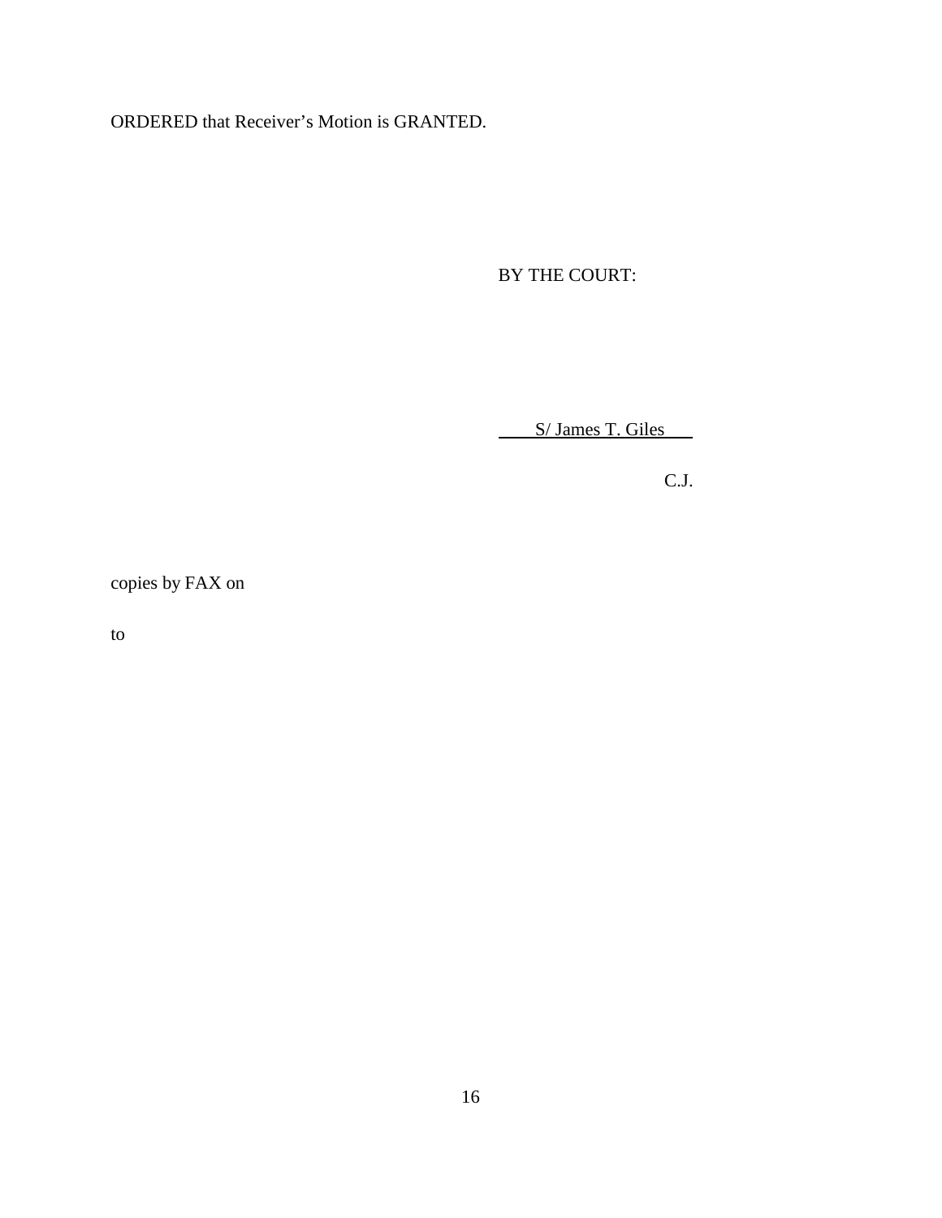ORDERED that Receiver's Motion is GRANTED.

BY THE COURT:

S/ James T. Giles

C.J.

copies by FAX on

to